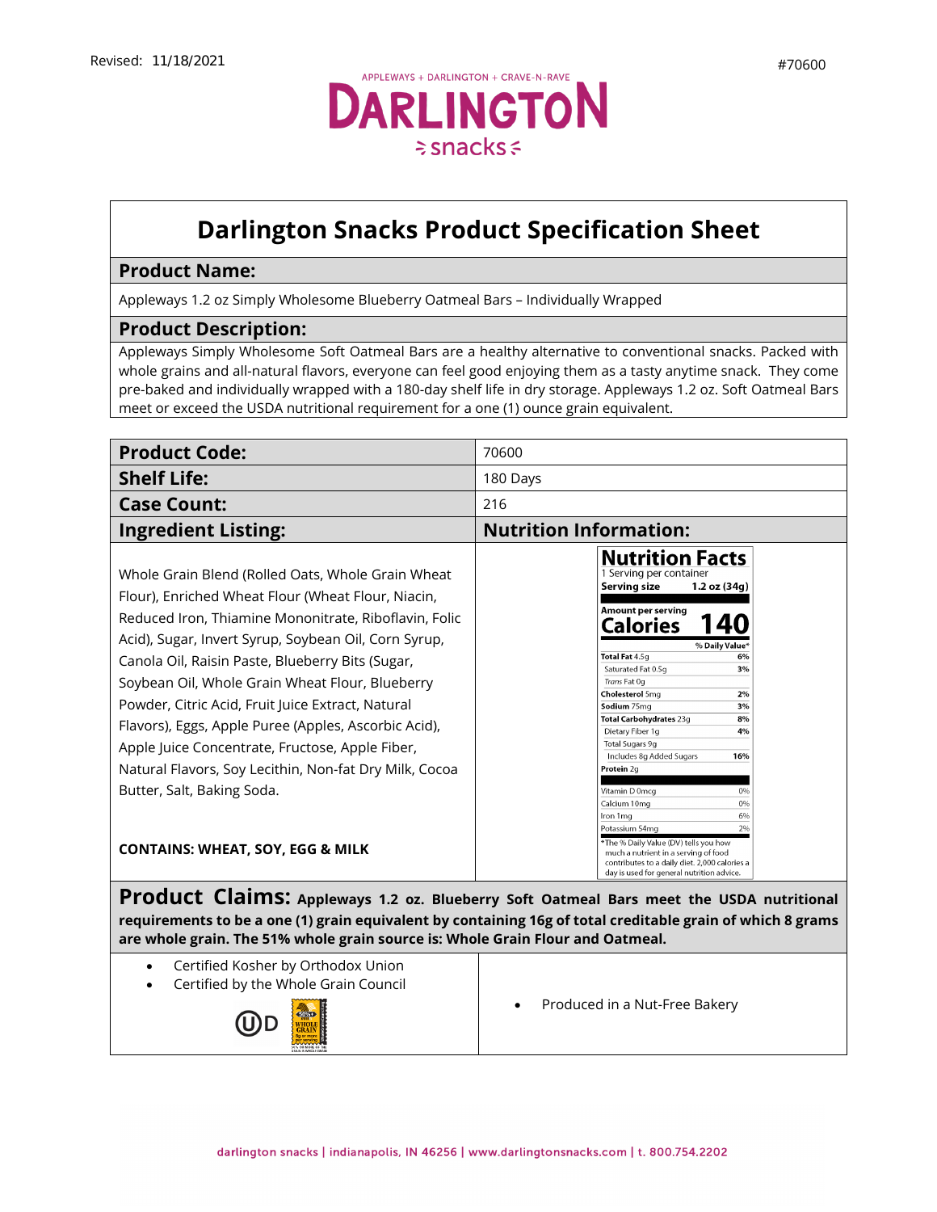Revised: 11/18/2021

#70600

APPLEWAYS + DARLINGTON + CRAVE-N-RAVE

DARLINGTON snacks

# Darlington Snacks Product Specification Sheet

## Product Name:

Appleways 1.2 oz Simply Wholesome Blueberry Oatmeal Bars – Individually Wrapped

## Product Description:

Appleways Simply Wholesome Soft Oatmeal Bars are a healthy alternative to conventional snacks. Packed with whole grains and all-natural flavors, everyone can feel good enjoying them as a tasty anytime snack. They come pre-baked and individually wrapped with a 180-day shelf life in dry storage. Appleways 1.2 oz. Soft Oatmeal Bars meet or exceed the USDA nutritional requirement for a one (1) ounce grain equivalent.

| | |
|---|---|
| **Product Code:** | 70600 |
| **Shelf Life:** | 180 Days |
| **Case Count:** | 216 |

## Ingredient Listing:

Whole Grain Blend (Rolled Oats, Whole Grain Wheat Flour), Enriched Wheat Flour (Wheat Flour, Niacin, Reduced Iron, Thiamine Mononitrate, Riboflavin, Folic Acid), Sugar, Invert Syrup, Soybean Oil, Corn Syrup, Canola Oil, Raisin Paste, Blueberry Bits (Sugar, Soybean Oil, Whole Grain Wheat Flour, Blueberry Powder, Citric Acid, Fruit Juice Extract, Natural Flavors), Eggs, Apple Puree (Apples, Ascorbic Acid), Apple Juice Concentrate, Fructose, Apple Fiber, Natural Flavors, Soy Lecithin, Non-fat Dry Milk, Cocoa Butter, Salt, Baking Soda.

**CONTAINS: WHEAT, SOY, EGG & MILK**

## Nutrition Information:

**Nutrition Facts**

1 Serving per container

**Serving size 1.2 oz (34g)**

**Amount per serving**

**Calories 140**

| | % Daily Value* |
|---|---|
| **Total Fat** 4.5g | 6% |
| Saturated Fat 0.5g | 3% |
| *Trans* Fat 0g | |
| **Cholesterol** 5mg | 2% |
| **Sodium** 75mg | 3% |
| **Total Carbohydrates** 23g | 8% |
| Dietary Fiber 1g | 4% |
| Total Sugars 9g | |
| Includes 8g Added Sugars | 16% |
| **Protein** 2g | |
| Vitamin D 0mcg | 0% |
| Calcium 10mg | 0% |
| Iron 1mg | 6% |
| Potassium 54mg | 2% |

*The % Daily Value (DV) tells you how much a nutrient in a serving of food contributes to a daily diet. 2,000 calories a day is used for general nutrition advice.

## Product Claims:

**Appleways 1.2 oz. Blueberry Soft Oatmeal Bars meet the USDA nutritional requirements to be a one (1) grain equivalent by containing 16g of total creditable grain of which 8 grams are whole grain. The 51% whole grain source is: Whole Grain Flour and Oatmeal.**

- Certified Kosher by Orthodox Union
- Certified by the Whole Grain Council
- Produced in a Nut-Free Bakery

darlington snacks | indianapolis, IN 46256 | www.darlingtonsnacks.com | t. 800.754.2202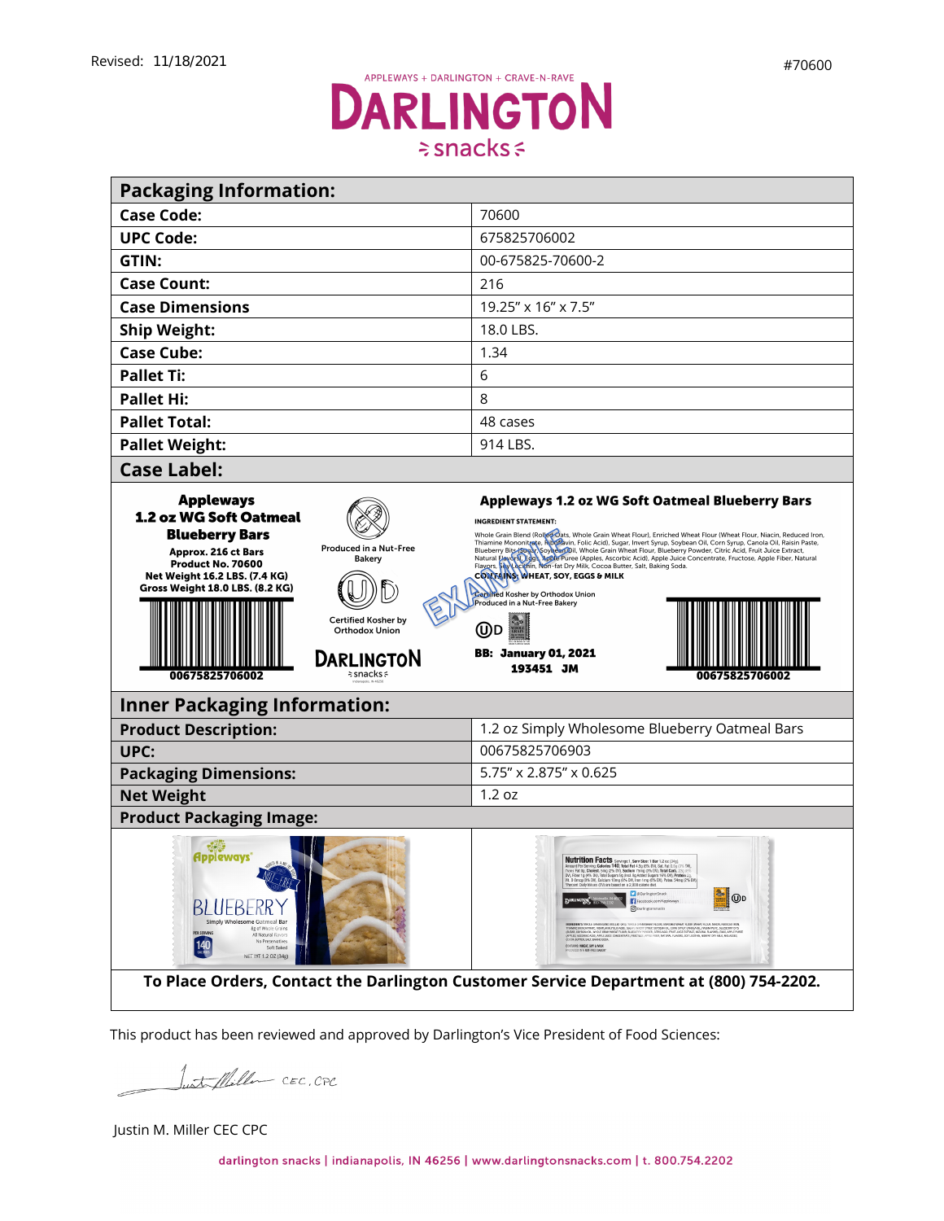Revised: 11/18/2021

#70600

APPLEWAYS + DARLINGTON + CRAVE-N-RAVE

# DARLINGTON snacks

| Packaging Information: | |
|---|---|
| **Case Code:** | 70600 |
| **UPC Code:** | 675825706002 |
| **GTIN:** | 00-675825-70600-2 |
| **Case Count:** | 216 |
| **Case Dimensions** | 19.25" x 16" x 7.5" |
| **Ship Weight:** | 18.0 LBS. |
| **Case Cube:** | 1.34 |
| **Pallet Ti:** | 6 |
| **Pallet Hi:** | 8 |
| **Pallet Total:** | 48 cases |
| **Pallet Weight:** | 914 LBS. |

## Case Label:

**Appleways**
**1.2 oz WG Soft Oatmeal Blueberry Bars**
**Approx. 216 ct Bars**
**Product No. 70600**
**Net Weight 16.2 LBS. (7.4 KG)**
**Gross Weight 18.0 LBS. (8.2 KG)**

00675825706002

Produced in a Nut-Free Bakery

Certified Kosher by Orthodox Union

DARLINGTON snacks

**Appleways 1.2 oz WG Soft Oatmeal Blueberry Bars**

**INGREDIENT STATEMENT:**

Whole Grain Blend (Rolled Oats, Whole Grain Wheat Flour), Enriched Wheat Flour (Wheat Flour, Niacin, Reduced Iron, Thiamine Mononitrate, Riboflavin, Folic Acid), Sugar, Invert Syrup, Soybean Oil, Corn Syrup, Canola Oil, Raisin Paste, Blueberry Bits (Sugar, Soybean Oil, Whole Grain Wheat Flour, Blueberry Powder, Citric Acid, Fruit Juice Extract, Natural Flavors), Eggs, Apple Puree (Apples, Ascorbic Acid), Apple Juice Concentrate, Fructose, Apple Fiber, Natural Flavors, Soy Lecithin, Non-fat Dry Milk, Cocoa Butter, Salt, Baking Soda.

**CONTAINS: WHEAT, SOY, EGGS & MILK**

Certified Kosher by Orthodox Union
Produced in a Nut-Free Bakery

EXAMPLE

**BB: January 01, 2021**
**193451 JM**

00675825706002

| Inner Packaging Information: | |
|---|---|
| **Product Description:** | 1.2 oz Simply Wholesome Blueberry Oatmeal Bars |
| **UPC:** | 00675825706903 |
| **Packaging Dimensions:** | 5.75" x 2.875" x 0.625 |
| **Net Weight** | 1.2 oz |

## Product Packaging Image:

**To Place Orders, Contact the Darlington Customer Service Department at (800) 754-2202.**

This product has been reviewed and approved by Darlington's Vice President of Food Sciences:

Justin M. Miller CEC CPC

darlington snacks | indianapolis, IN 46256 | www.darlingtonsnacks.com | t. 800.754.2202